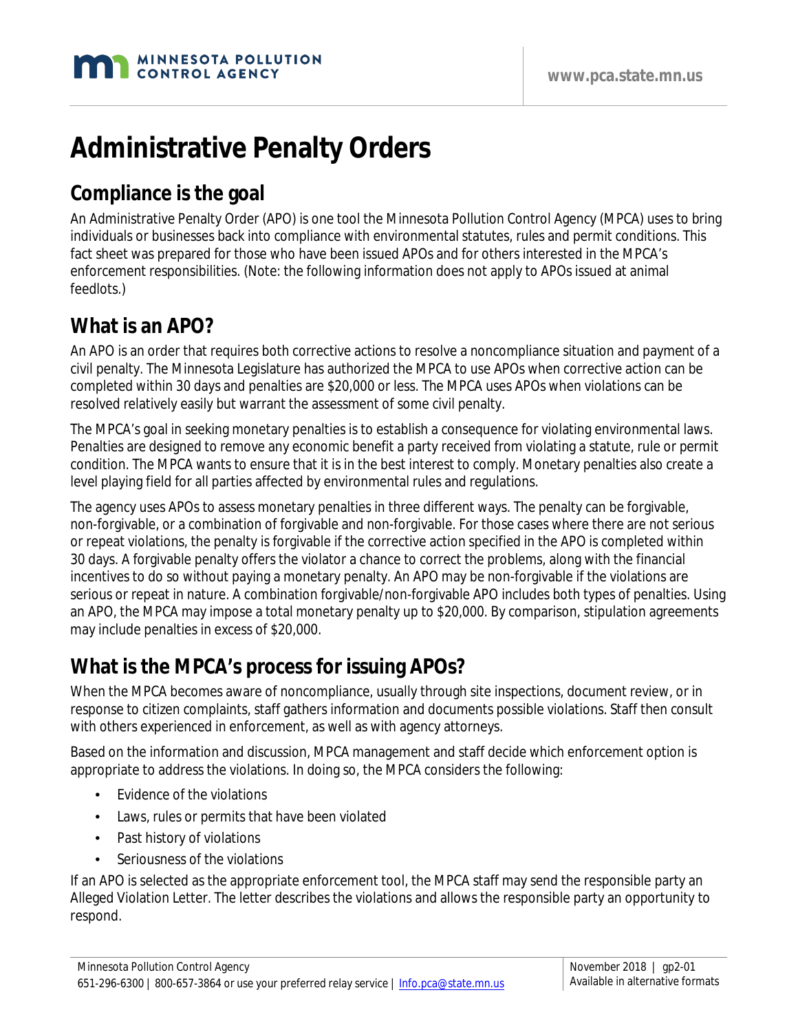# Administrative Penalty Orders

## Compliance is the goal

An Administrative Penalty Order (APO) is one tool the Minnesota Pollution Control Agency (MPCA) uses to bring individuals or businesses back into compliance with environmental statutes, rules and permit conditions. This fact sheet was prepared for those who have been issued APOs and for others interested in the MPCA's enforcement responsibilities. (Note: the following information does not apply to APOs issued at animal feedlots.)

## What is an APO?

An APO is an order that requires both corrective actions to resolve a noncompliance situation and payment of a civil penalty. The Minnesota Legislature has authorized the MPCA to use APOs when corrective action can be completed within 30 days and penalties are $20,000 or less. The MPCA uses APOs when violations can be resolved relatively easily but warrant the assessment of some civil penalty.

The MPCA's goal in seeking monetary penalties is to establish a consequence for violating environmental laws. Penalties are designed to remove any economic benefit a party received from violating a statute, rule or permit condition. The MPCA wants to ensure that it is in the best interest to comply. Monetary penalties also create a level playing field for all parties affected by environmental rules and regulations.

The agency uses APOs to assess monetary penalties in three different ways. The penalty can be forgivable, non-forgivable, or a combination of forgivable and non-forgivable. For those cases where there are not serious or repeat violations, the penalty is forgivable if the corrective action specified in the APO is completed within 30 days. A forgivable penalty offers the violator a chance to correct the problems, along with the financial incentives to do so without paying a monetary penalty. An APO may be non-forgivable if the violations are serious or repeat in nature. A combination forgivable/non-forgivable APO includes both types of penalties. Using an APO, the MPCA may impose a total monetary penalty up to $20,000. By comparison, stipulation agreements may include penalties in excess of $20,000.

## What is the MPCA's process for issuing APOs?

When the MPCA becomes aware of noncompliance, usually through site inspections, document review, or in response to citizen complaints, staff gathers information and documents possible violations. Staff then consult with others experienced in enforcement, as well as with agency attorneys.

Based on the information and discussion, MPCA management and staff decide which enforcement option is appropriate to address the violations. In doing so, the MPCA considers the following:

- Evidence of the violations
- Laws, rules or permits that have been violated
- Past history of violations
- Seriousness of the violations

If an APO is selected as the appropriate enforcement tool, the MPCA staff may send the responsible party an Alleged Violation Letter. The letter describes the violations and allows the responsible party an opportunity to respond.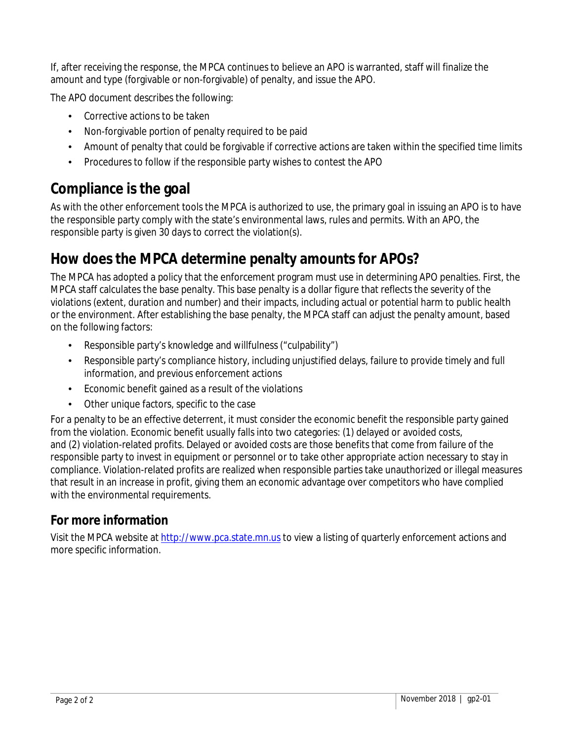If, after receiving the response, the MPCA continues to believe an APO is warranted, staff will finalize the amount and type (forgivable or non-forgivable) of penalty, and issue the APO.

The APO document describes the following:

- Corrective actions to be taken
- Non-forgivable portion of penalty required to be paid
- Amount of penalty that could be forgivable if corrective actions are taken within the specified time limits
- Procedures to follow if the responsible party wishes to contest the APO

## Compliance is the goal

As with the other enforcement tools the MPCA is authorized to use, the primary goal in issuing an APO is to have the responsible party comply with the state's environmental laws, rules and permits. With an APO, the responsible party is given 30 days to correct the violation(s).

## How does the MPCA determine penalty amounts for APOs?

The MPCA has adopted a policy that the enforcement program must use in determining APO penalties. First, the MPCA staff calculates the base penalty. This base penalty is a dollar figure that reflects the severity of the violations (extent, duration and number) and their impacts, including actual or potential harm to public health or the environment. After establishing the base penalty, the MPCA staff can adjust the penalty amount, based on the following factors:

- Responsible party's knowledge and willfulness ("culpability")
- Responsible party's compliance history, including unjustified delays, failure to provide timely and full information, and previous enforcement actions
- Economic benefit gained as a result of the violations
- Other unique factors, specific to the case

For a penalty to be an effective deterrent, it must consider the economic benefit the responsible party gained from the violation. Economic benefit usually falls into two categories: (1) delayed or avoided costs, and (2) violation-related profits. Delayed or avoided costs are those benefits that come from failure of the responsible party to invest in equipment or personnel or to take other appropriate action necessary to stay in compliance. Violation-related profits are realized when responsible parties take unauthorized or illegal measures that result in an increase in profit, giving them an economic advantage over competitors who have complied with the environmental requirements.

### For more information

Visit the MPCA website at [http://www.pca.state.mn.us](http://www.pca.state.mn.us) to view a listing of quarterly enforcement actions and more specific information.